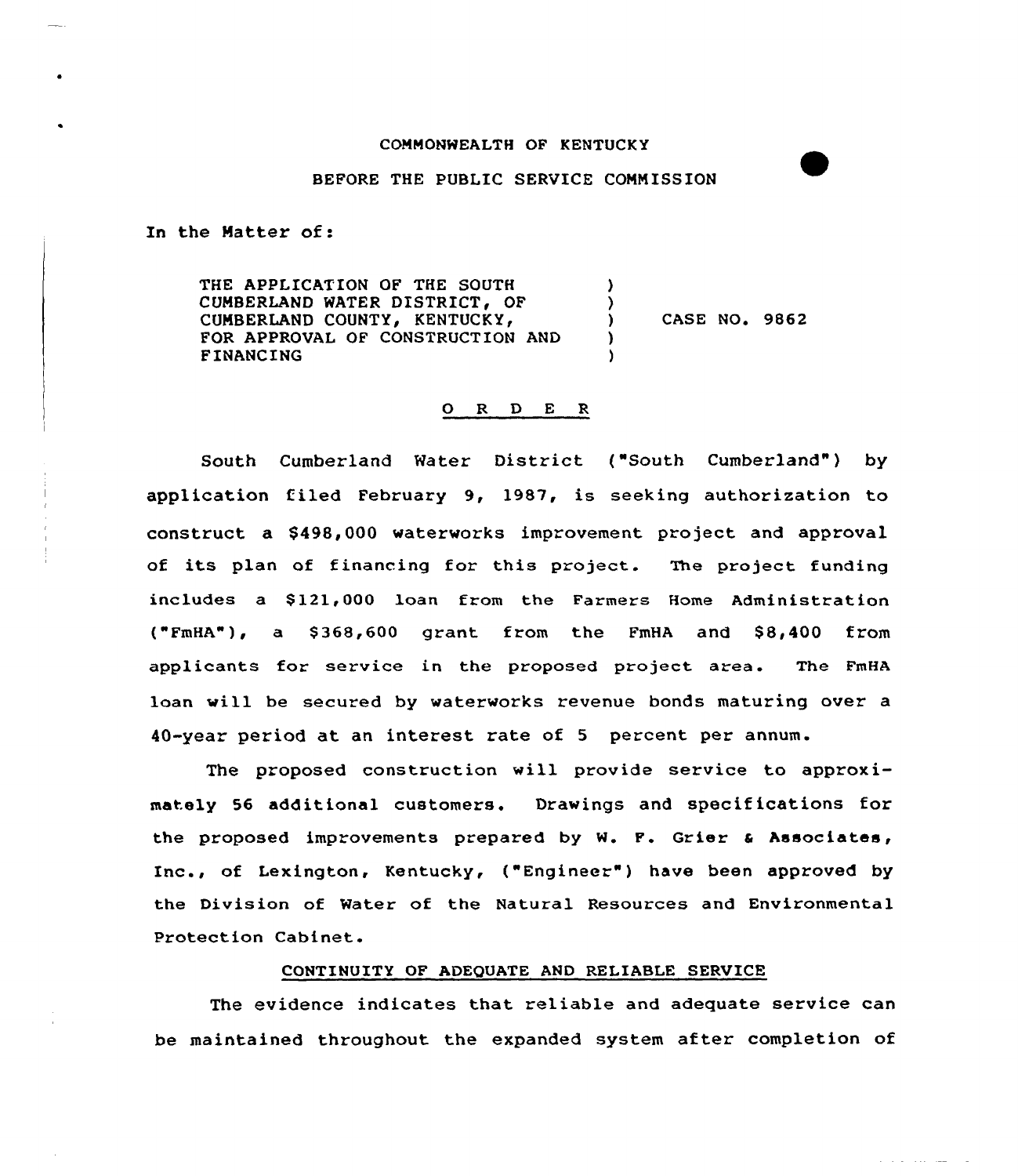COMMONWEALTH OF KENTUCKY

BEFORE THE PUBLIC SERVICE COMMISSION

In the Matter of:

| | | |
|---|---|---|
| THE APPLICATION OF THE SOUTH CUMBERLAND WATER DISTRICT, OF CUMBERLAND COUNTY, KENTUCKY, FOR APPROVAL OF CONSTRUCTION AND FINANCING | ) | CASE NO. 9862 |

## O R D E R

South Cumberland Water District ("South Cumberland") by application filed February 9, 1987, is seeking authorization to construct a $498,000 waterworks improvement project and approval of its plan of financing for this project. The project funding includes a $121,000 loan from the Farmers Home Administration ("FmHA"), a $368,600 grant from the FmHA and $8,400 from applicants for service in the proposed project area. The FmHA loan will be secured by waterworks revenue bonds maturing over a 40-year period at an interest rate of 5 percent per annum.

The proposed construction will provide service to approximately 56 additional customers. Drawings and specifications for the proposed improvements prepared by W. F. Grier & Associates, Inc., of Lexington, Kentucky, ("Engineer") have been approved by the Division of Water of the Natural Resources and Environmental Protection Cabinet.

### CONTINUITY OF ADEQUATE AND RELIABLE SERVICE

The evidence indicates that reliable and adequate service can be maintained throughout the expanded system after completion of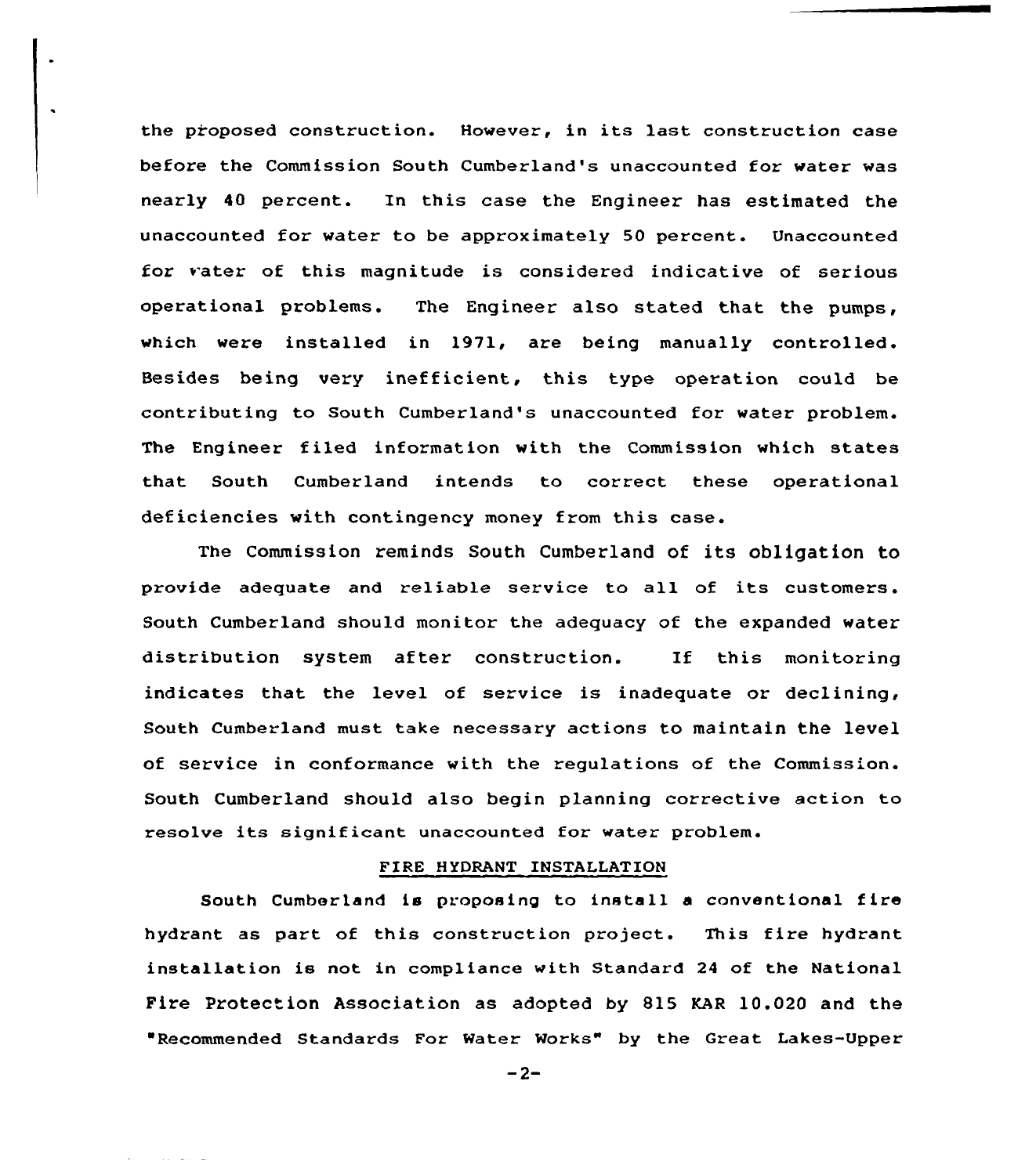the proposed construction. However, in its last construction case before the Commission South Cumberland's unaccounted for water was nearly 40 percent. In this case the Engineer has estimated the unaccounted for water to be approximately 50 percent. Unaccounted for water of this magnitude is considered indicative of serious operational problems. The Engineer also stated that the pumps, which were installed in 1971, are being manually controlled. Besides being very inefficient, this type operation could be contributing to South Cumberland's unaccounted for water problem. The Engineer filed information with the Commission which states that South Cumberland intends to correct these operational deficiencies with contingency money from this case.

The Commission reminds South Cumberland of its obligation to provide adequate and reliable service to all of its customers. South Cumberland should monitor the adequacy of the expanded water distribution system after construction. If this monitoring indicates that the level of service is inadequate or declining, South Cumberland must take necessary actions to maintain the level of service in conformance with the regulations of the Commission. South Cumberland should also begin planning corrective action to resolve its significant unaccounted for water problem.

## FIRE HYDRANT INSTALLATION

South Cumberland is proposing to install a conventional fire hydrant as part of this construction project. This fire hydrant installation is not in compliance with Standard 24 of the National Fire Protection Association as adopted by 815 KAR 10.020 and the "Recommended Standards For Water Works" by the Great Lakes-Upper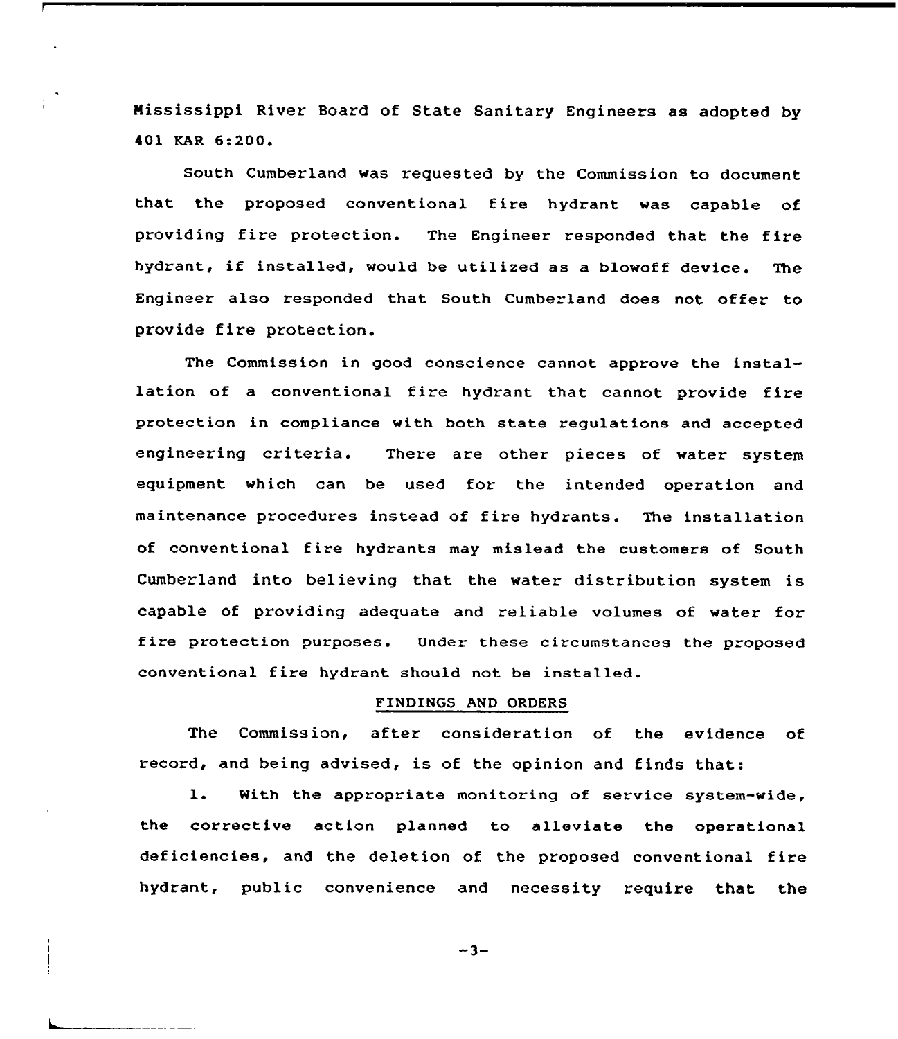Mississippi River Board of State Sanitary Engineers as adopted by 401 KAR 6:200.

South Cumberland was requested by the Commission to document that the proposed conventional fire hydrant was capable of providing fire protection. The Engineer responded that the fire hydrant, if installed, would be utilized as a blowoff device. The Engineer also responded that South Cumberland does not offer to provide fire protection.

The Commission in good conscience cannot approve the installation of a conventional fire hydrant that cannot provide fire protection in compliance with both state regulations and accepted engineering criteria. There are other pieces of water system equipment which can be used for the intended operation and maintenance procedures instead of fire hydrants. The installation of conventional fire hydrants may mislead the customers of South Cumberland into believing that the water distribution system is capable of providing adequate and reliable volumes of water for fire protection purposes. Under these circumstances the proposed conventional fire hydrant should not be installed.

## FINDINGS AND ORDERS

The Commission, after consideration of the evidence of record, and being advised, is of the opinion and finds that:

1. With the appropriate monitoring of service system-wide, the corrective action planned to alleviate the operational deficiencies, and the deletion of the proposed conventional fire hydrant, public convenience and necessity require that the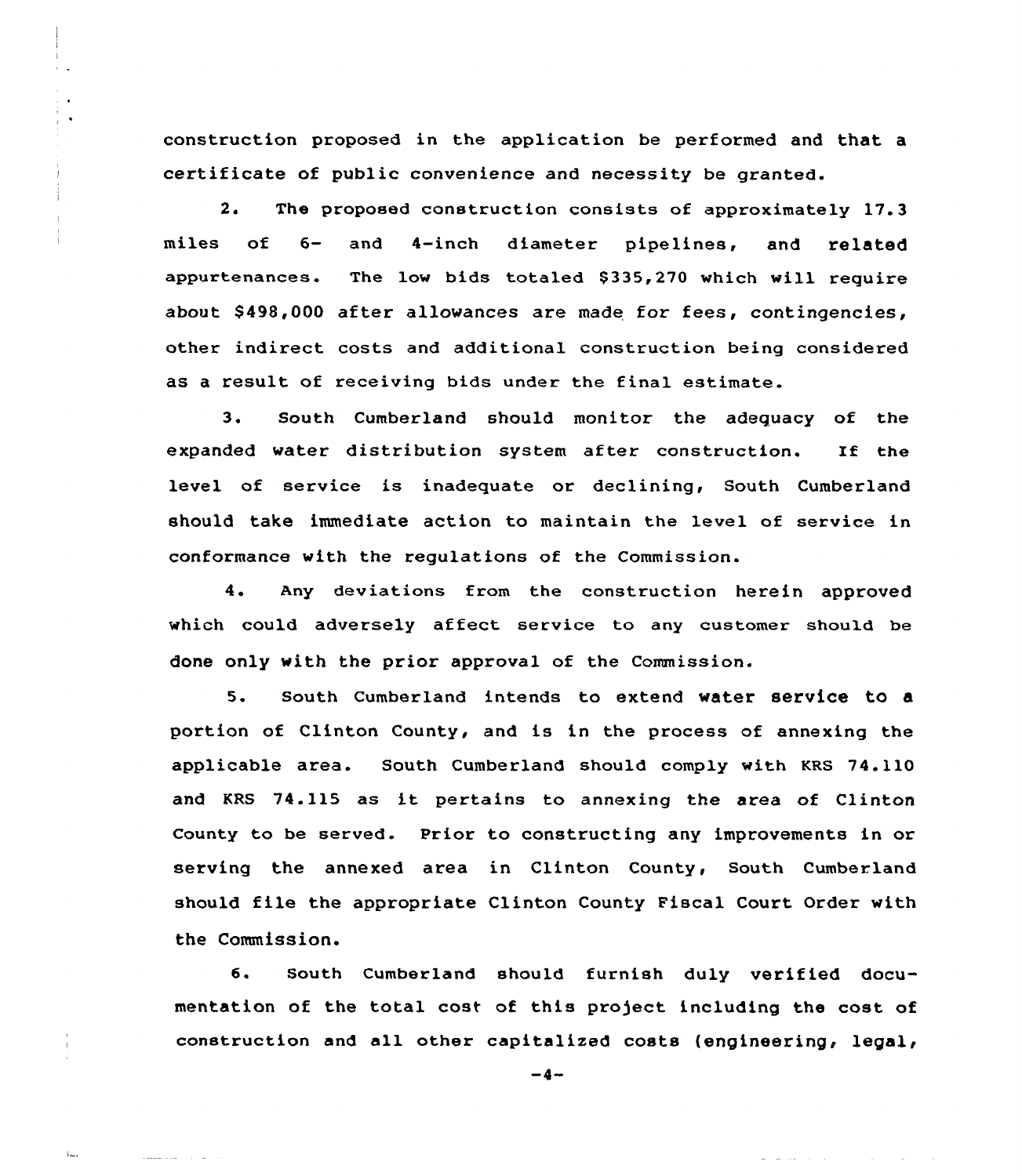construction proposed in the application be performed and that a certificate of public convenience and necessity be granted.

2. The proposed construction consists of approximately 17.3 miles of 6- and 4-inch diameter pipelines, and related appurtenances. The low bids totaled $335,270 which will require about $498,000 after allowances are made for fees, contingencies, other indirect costs and additional construction being considered as a result of receiving bids under the final estimate.

3. South Cumberland should monitor the adequacy of the expanded water distribution system after construction. If the level of service is inadequate or declining, South Cumberland should take immediate action to maintain the level of service in conformance with the regulations of the Commission.

4. Any deviations from the construction herein approved which could adversely affect service to any customer should be done only with the prior approval of the Commission.

5. South Cumberland intends to extend water service to a portion of Clinton County, and is in the process of annexing the applicable area. South Cumberland should comply with KRS 74.110 and KRS 74.115 as it pertains to annexing the area of Clinton County to be served. Prior to constructing any improvements in or serving the annexed area in Clinton County, South Cumberland should file the appropriate Clinton County Fiscal Court Order with the Commission.

6. South Cumberland should furnish duly verified documentation of the total cost of this project including the cost of construction and all other capitalized costs (engineering, legal,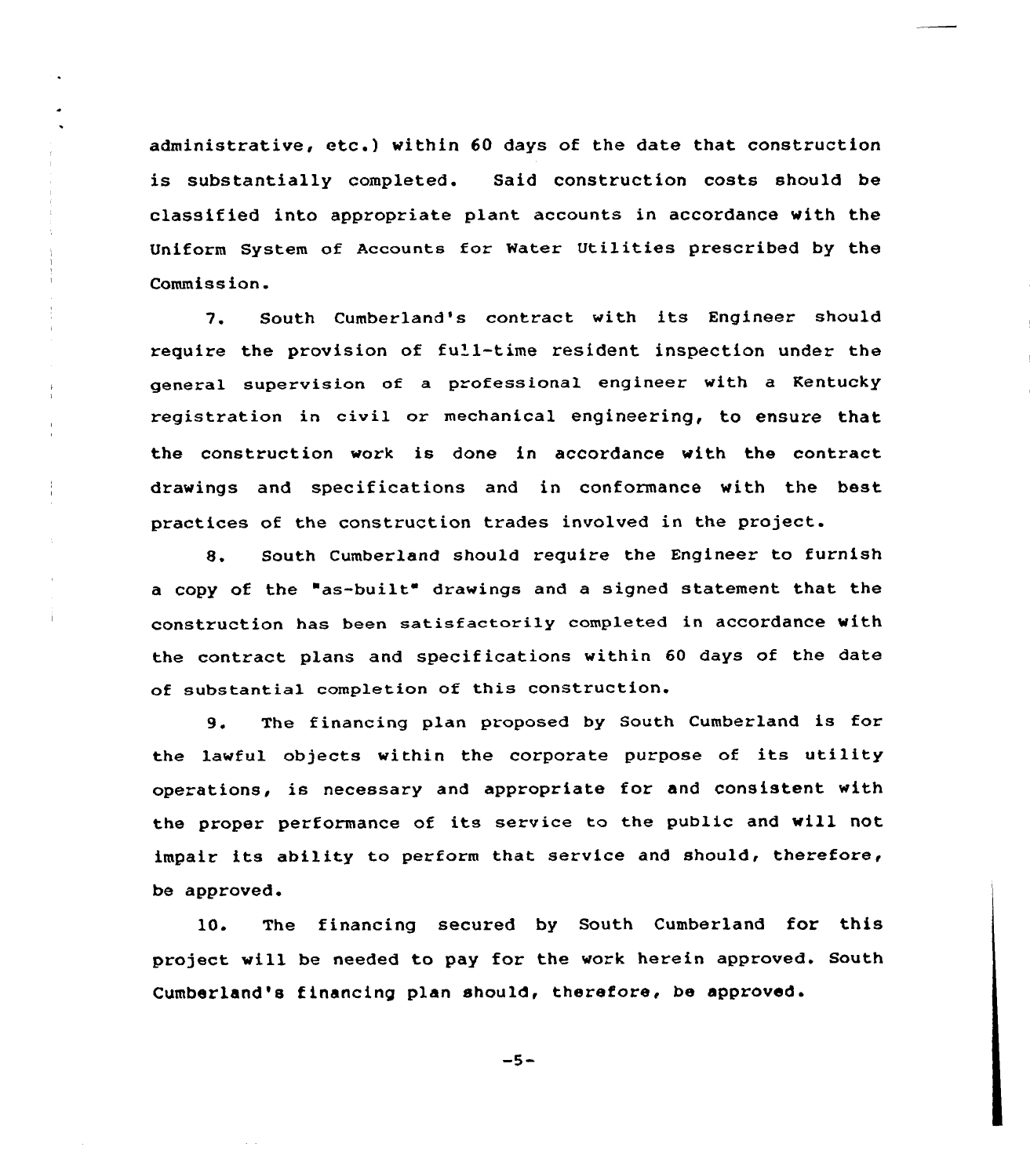administrative, etc.) within 60 days of the date that construction is substantially completed. Said construction costs should be classified into appropriate plant accounts in accordance with the Uniform System of Accounts for Water Utilities prescribed by the Commission.

7. South Cumberland's contract with its Engineer should require the provision of full-time resident inspection under the general supervision of a professional engineer with a Kentucky registration in civil or mechanical engineering, to ensure that the construction work is done in accordance with the contract drawings and specifications and in conformance with the best practices of the construction trades involved in the project.

8. South Cumberland should require the Engineer to furnish a copy of the "as-built" drawings and a signed statement that the construction has been satisfactorily completed in accordance with the contract plans and specifications within 60 days of the date of substantial completion of this construction.

9. The financing plan proposed by South Cumberland is for the lawful objects within the corporate purpose of its utility operations, is necessary and appropriate for and consistent with the proper performance of its service to the public and will not impair its ability to perform that service and should, therefore, be approved.

10. The financing secured by South Cumberland for this project will be needed to pay for the work herein approved. South Cumberland's financing plan should, therefore, be approved.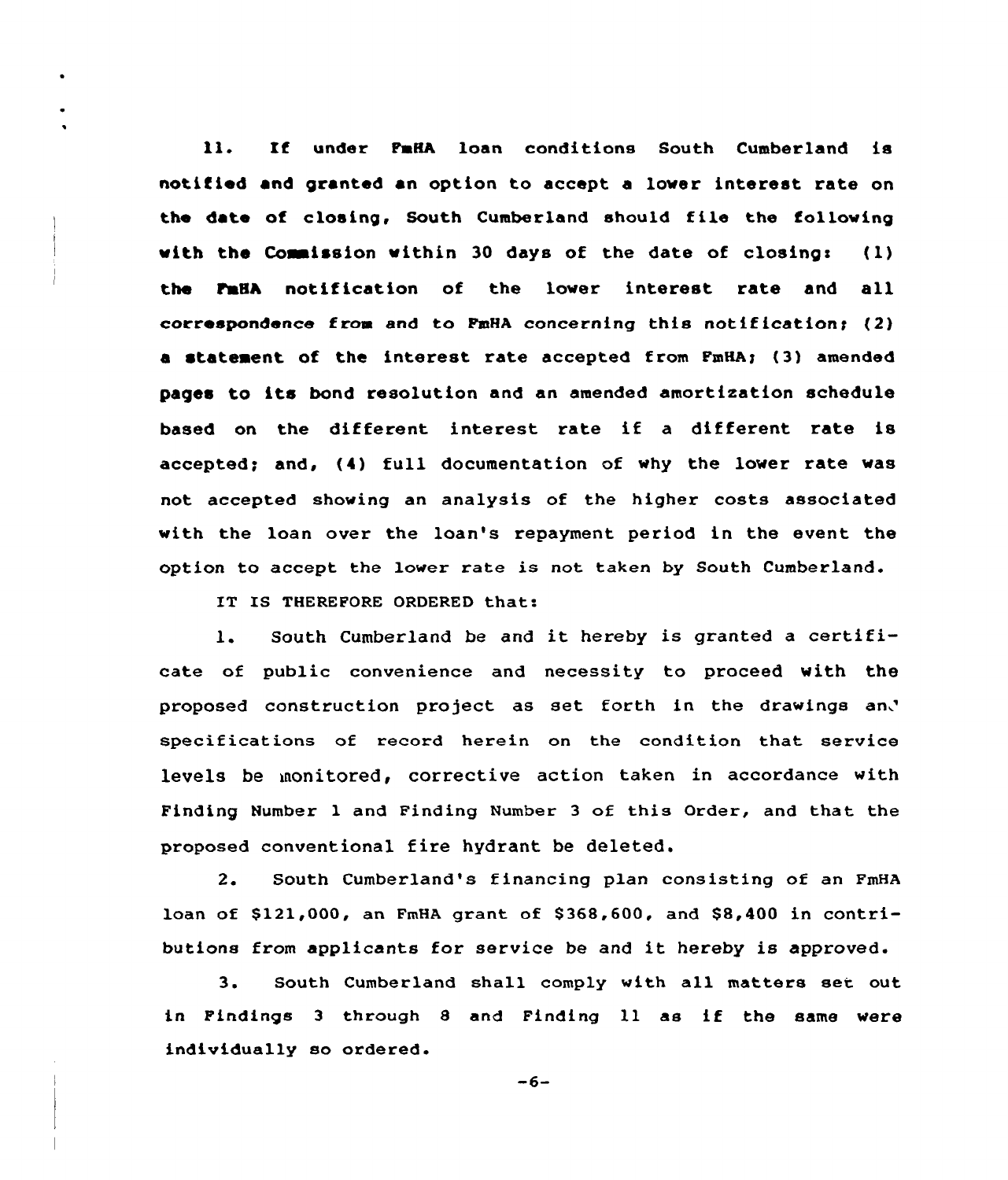11. If under FmHA loan conditions South Cumberland is notified and granted an option to accept a lower interest rate on the date of closing, South Cumberland should file the following with the Commission within 30 days of the date of closing: (1) the FmHA notification of the lower interest rate and all correspondence from and to FmHA concerning this notification; (2) a statement of the interest rate accepted from FmHA; (3) amended pages to its bond resolution and an amended amortization schedule based on the different interest rate if a different rate is accepted; and, (4) full documentation of why the lower rate was not accepted showing an analysis of the higher costs associated with the loan over the loan's repayment period in the event the option to accept the lower rate is not taken by South Cumberland.

IT IS THEREFORE ORDERED that:

1. South Cumberland be and it hereby is granted a certificate of public convenience and necessity to proceed with the proposed construction project as set forth in the drawings and specifications of record herein on the condition that service levels be monitored, corrective action taken in accordance with Finding Number 1 and Finding Number 3 of this Order, and that the proposed conventional fire hydrant be deleted.

2. South Cumberland's financing plan consisting of an FmHA loan of $121,000, an FmHA grant of $368,600, and $8,400 in contributions from applicants for service be and it hereby is approved.

3. South Cumberland shall comply with all matters set out in Findings 3 through 8 and Finding 11 as if the same were individually so ordered.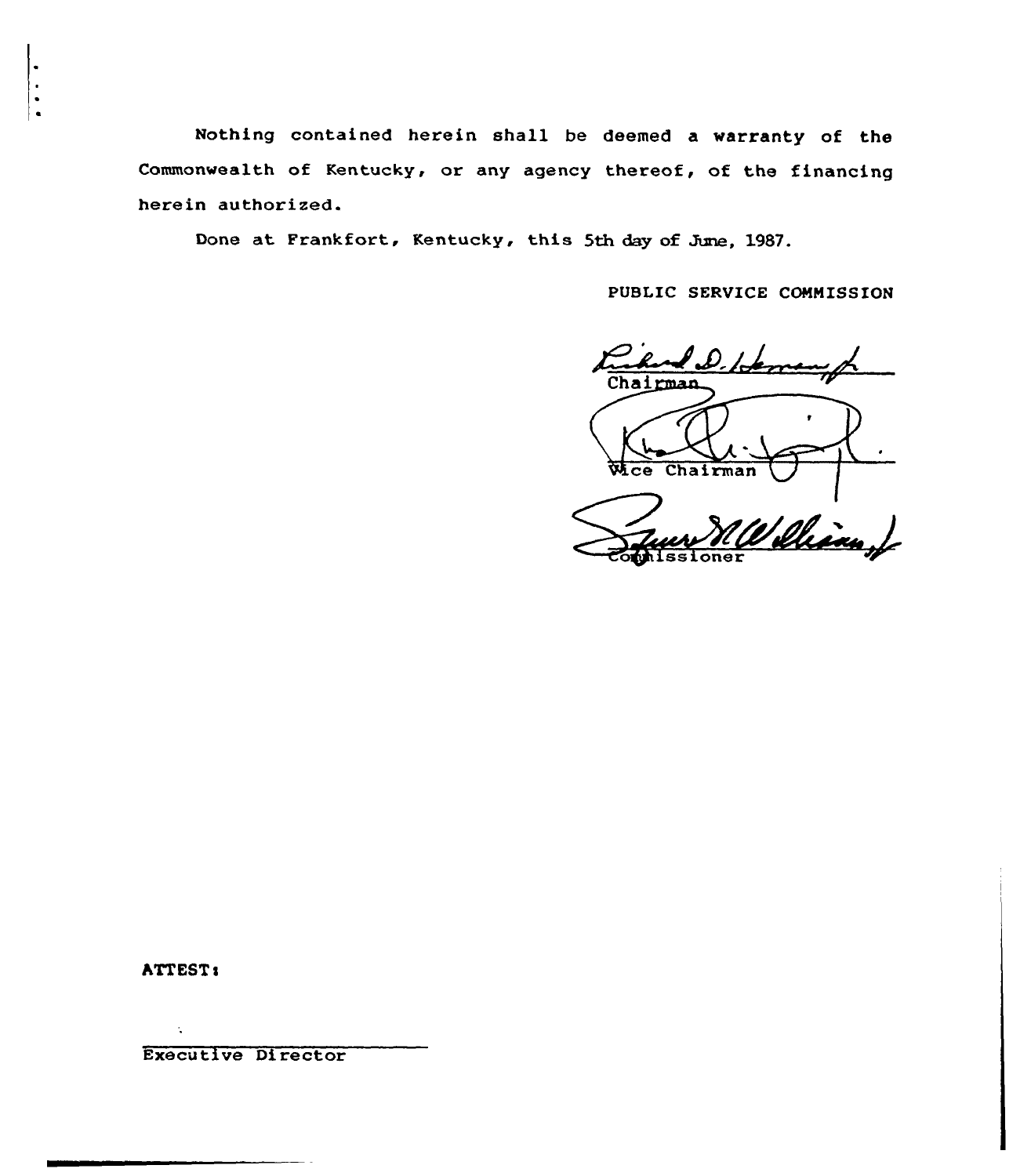Nothing contained herein shall be deemed a warranty of the Commonwealth of Kentucky, or any agency thereof, of the financing herein authorized.

Done at Frankfort, Kentucky, this 5th day of June, 1987.

PUBLIC SERVICE COMMISSION

Chairman

Vice Chairman

Commissioner

ATTEST:

Executive Director